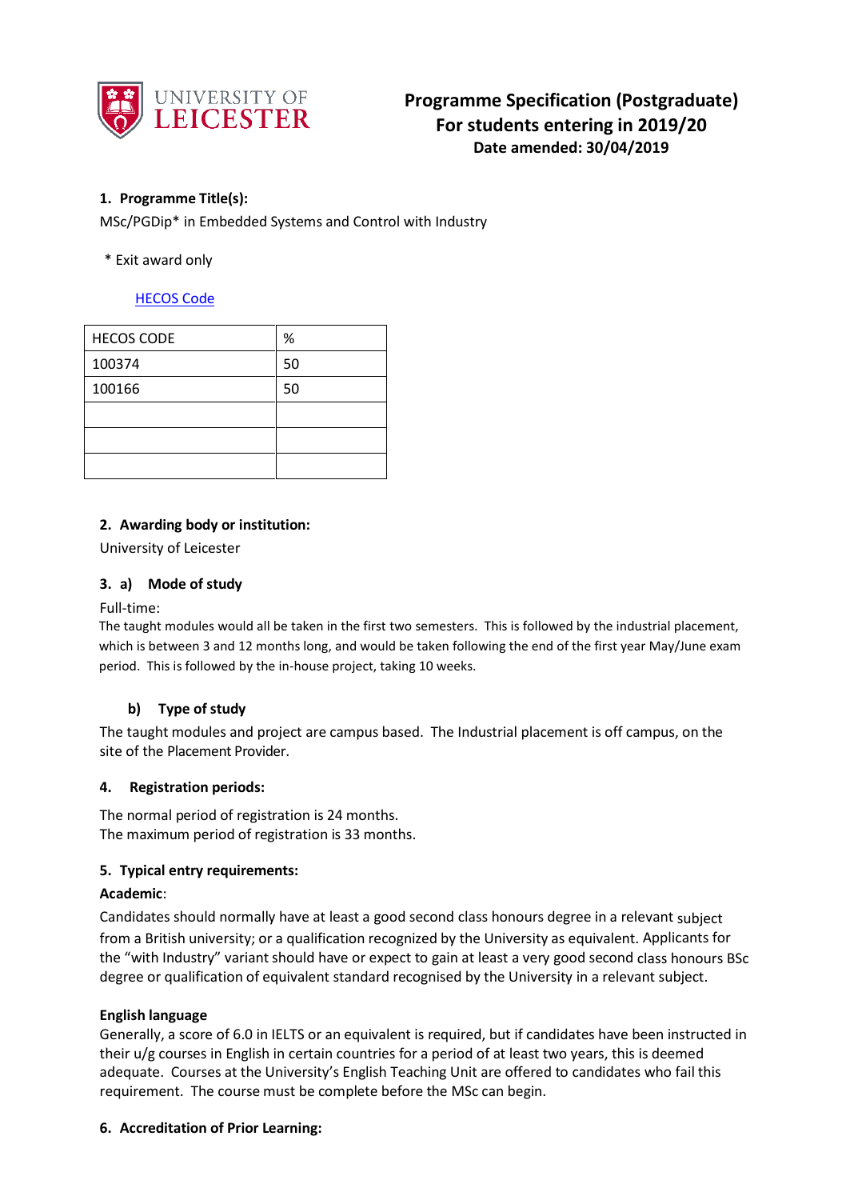# Programme Specification (Postgraduate)
## For students entering in 2019/20
**Date amended: 30/04/2019**

### 1. Programme Title(s):

MSc/PGDip* in Embedded Systems and Control with Industry

\* Exit award only

HECOS Code

| HECOS CODE | % |
|---|---|
| 100374 | 50 |
| 100166 | 50 |
| | |
| | |
| | |

### 2. Awarding body or institution:

University of Leicester

### 3. a) Mode of study

Full-time:

The taught modules would all be taken in the first two semesters. This is followed by the industrial placement, which is between 3 and 12 months long, and would be taken following the end of the first year May/June exam period. This is followed by the in-house project, taking 10 weeks.

#### b) Type of study

The taught modules and project are campus based. The Industrial placement is off campus, on the site of the Placement Provider.

### 4. Registration periods:

The normal period of registration is 24 months.
The maximum period of registration is 33 months.

### 5. Typical entry requirements:

**Academic**:

Candidates should normally have at least a good second class honours degree in a relevant subject from a British university; or a qualification recognized by the University as equivalent. Applicants for the "with Industry" variant should have or expect to gain at least a very good second class honours BSc degree or qualification of equivalent standard recognised by the University in a relevant subject.

**English language**

Generally, a score of 6.0 in IELTS or an equivalent is required, but if candidates have been instructed in their u/g courses in English in certain countries for a period of at least two years, this is deemed adequate. Courses at the University's English Teaching Unit are offered to candidates who fail this requirement. The course must be complete before the MSc can begin.

### 6. Accreditation of Prior Learning: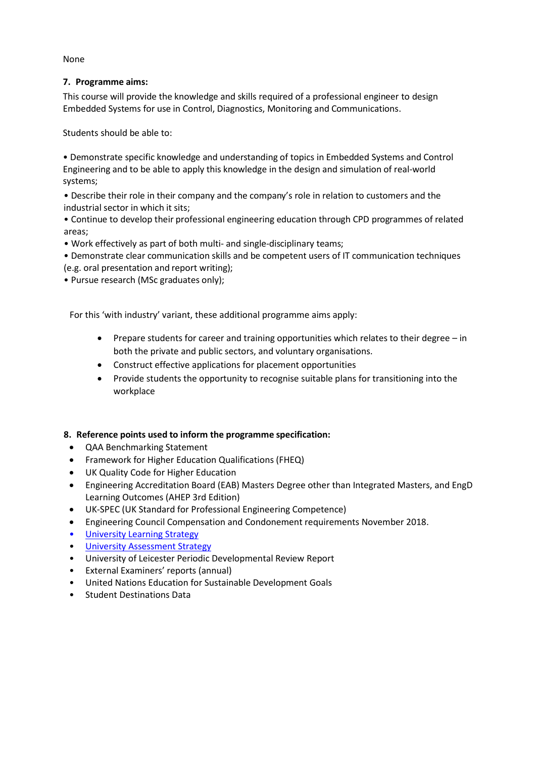None

**7. Programme aims:**

This course will provide the knowledge and skills required of a professional engineer to design Embedded Systems for use in Control, Diagnostics, Monitoring and Communications.

Students should be able to:

• Demonstrate specific knowledge and understanding of topics in Embedded Systems and Control Engineering and to be able to apply this knowledge in the design and simulation of real-world systems;

• Describe their role in their company and the company's role in relation to customers and the industrial sector in which it sits;

• Continue to develop their professional engineering education through CPD programmes of related areas;

• Work effectively as part of both multi- and single-disciplinary teams;

• Demonstrate clear communication skills and be competent users of IT communication techniques (e.g. oral presentation and report writing);

• Pursue research (MSc graduates only);

For this 'with industry' variant, these additional programme aims apply:

- Prepare students for career and training opportunities which relates to their degree – in both the private and public sectors, and voluntary organisations.
- Construct effective applications for placement opportunities
- Provide students the opportunity to recognise suitable plans for transitioning into the workplace

**8. Reference points used to inform the programme specification:**

- QAA Benchmarking Statement
- Framework for Higher Education Qualifications (FHEQ)
- UK Quality Code for Higher Education
- Engineering Accreditation Board (EAB) Masters Degree other than Integrated Masters, and EngD Learning Outcomes (AHEP 3rd Edition)
- UK-SPEC (UK Standard for Professional Engineering Competence)
- Engineering Council Compensation and Condonement requirements November 2018.
- University Learning Strategy
- University Assessment Strategy
- University of Leicester Periodic Developmental Review Report
- External Examiners' reports (annual)
- United Nations Education for Sustainable Development Goals
- Student Destinations Data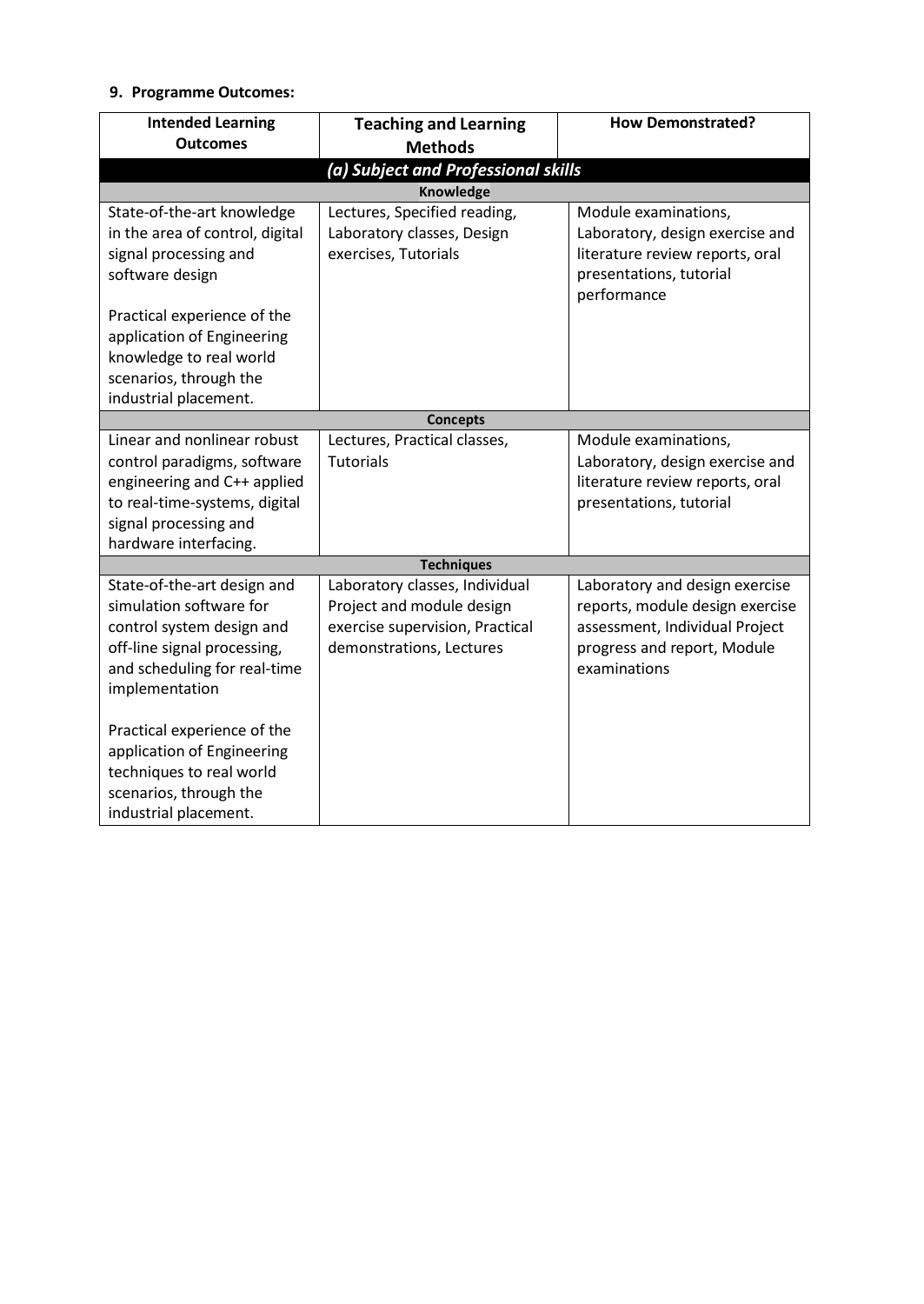**9. Programme Outcomes:**

| Intended Learning Outcomes | Teaching and Learning Methods | How Demonstrated? |
|---|---|---|
| ***(a) Subject and Professional skills*** | | |
| **Knowledge** | | |
| State-of-the-art knowledge in the area of control, digital signal processing and software design<br><br>Practical experience of the application of Engineering knowledge to real world scenarios, through the industrial placement. | Lectures, Specified reading, Laboratory classes, Design exercises, Tutorials | Module examinations, Laboratory, design exercise and literature review reports, oral presentations, tutorial performance |
| **Concepts** | | |
| Linear and nonlinear robust control paradigms, software engineering and C++ applied to real-time-systems, digital signal processing and hardware interfacing. | Lectures, Practical classes, Tutorials | Module examinations, Laboratory, design exercise and literature review reports, oral presentations, tutorial |
| **Techniques** | | |
| State-of-the-art design and simulation software for control system design and off-line signal processing, and scheduling for real-time implementation<br><br>Practical experience of the application of Engineering techniques to real world scenarios, through the industrial placement. | Laboratory classes, Individual Project and module design exercise supervision, Practical demonstrations, Lectures | Laboratory and design exercise reports, module design exercise assessment, Individual Project progress and report, Module examinations |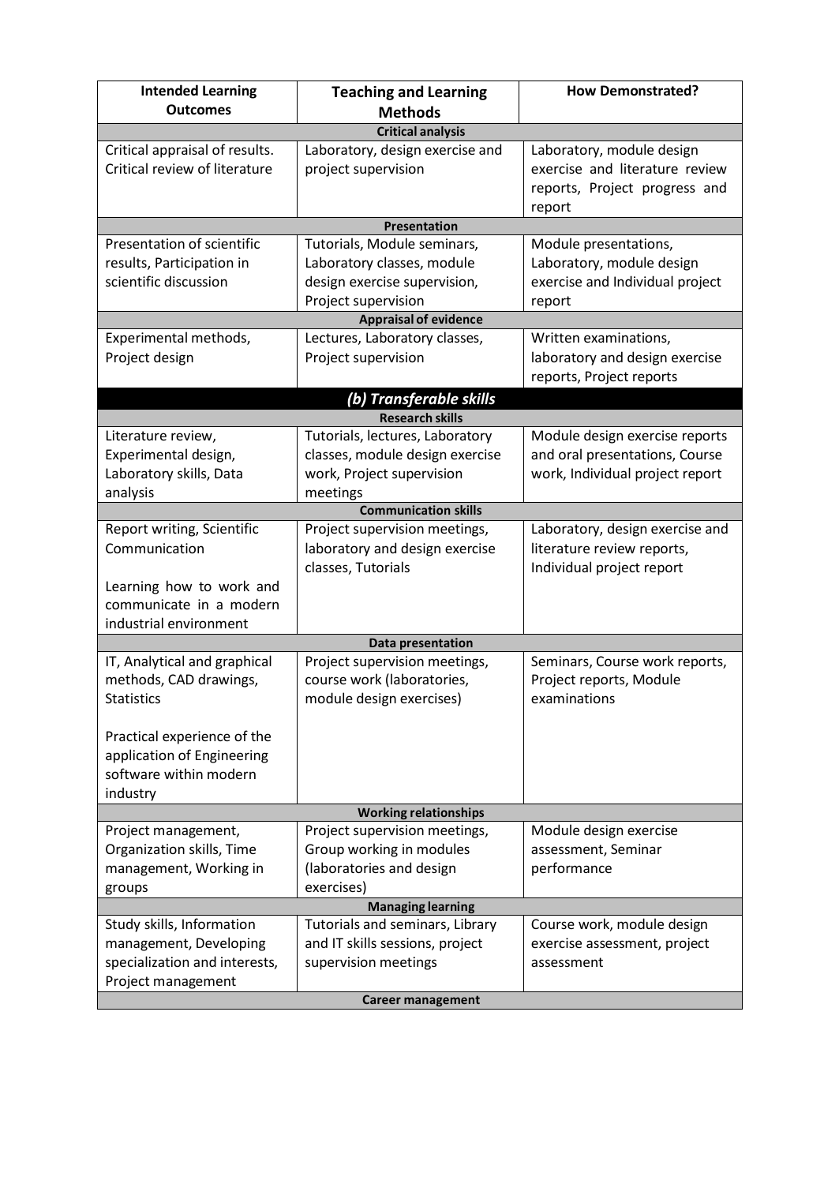| Intended Learning Outcomes | Teaching and Learning Methods | How Demonstrated? |
|---|---|---|
| **Critical analysis** | | |
| Critical appraisal of results. Critical review of literature | Laboratory, design exercise and project supervision | Laboratory, module design exercise and literature review reports, Project progress and report |
| **Presentation** | | |
| Presentation of scientific results, Participation in scientific discussion | Tutorials, Module seminars, Laboratory classes, module design exercise supervision, Project supervision | Module presentations, Laboratory, module design exercise and Individual project report |
| **Appraisal of evidence** | | |
| Experimental methods, Project design | Lectures, Laboratory classes, Project supervision | Written examinations, laboratory and design exercise reports, Project reports |
| ***(b) Transferable skills*** | | |
| **Research skills** | | |
| Literature review, Experimental design, Laboratory skills, Data analysis | Tutorials, lectures, Laboratory classes, module design exercise work, Project supervision meetings | Module design exercise reports and oral presentations, Course work, Individual project report |
| **Communication skills** | | |
| Report writing, Scientific Communication<br><br>Learning how to work and communicate in a modern industrial environment | Project supervision meetings, laboratory and design exercise classes, Tutorials | Laboratory, design exercise and literature review reports, Individual project report |
| **Data presentation** | | |
| IT, Analytical and graphical methods, CAD drawings, Statistics<br><br>Practical experience of the application of Engineering software within modern industry | Project supervision meetings, course work (laboratories, module design exercises) | Seminars, Course work reports, Project reports, Module examinations |
| **Working relationships** | | |
| Project management, Organization skills, Time management, Working in groups | Project supervision meetings, Group working in modules (laboratories and design exercises) | Module design exercise assessment, Seminar performance |
| **Managing learning** | | |
| Study skills, Information management, Developing specialization and interests, Project management | Tutorials and seminars, Library and IT skills sessions, project supervision meetings | Course work, module design exercise assessment, project assessment |
| **Career management** | | |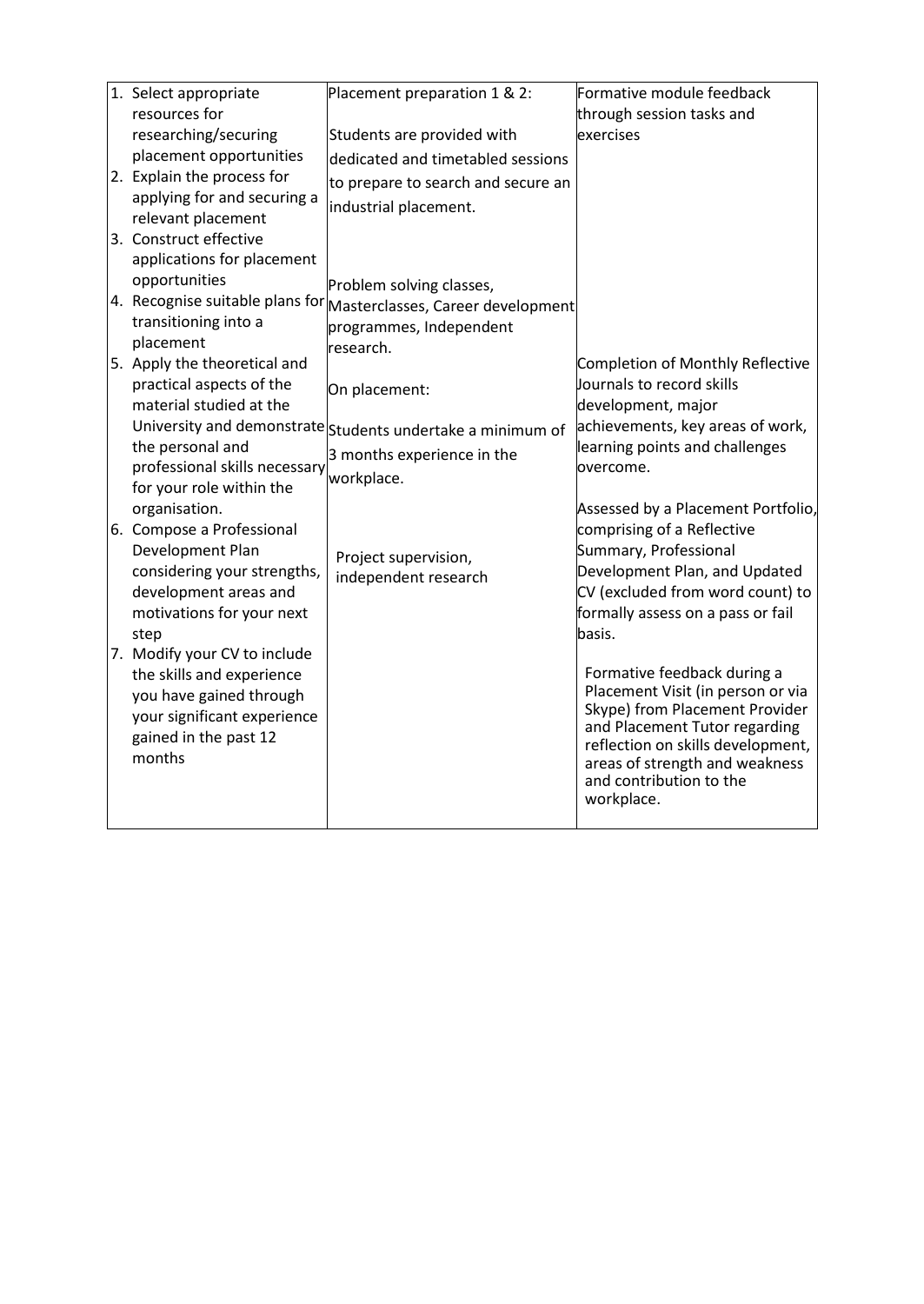|  |  |  |
|---|---|---|
| 1. Select appropriate resources for researching/securing placement opportunities<br>2. Explain the process for applying for and securing a relevant placement<br>3. Construct effective applications for placement opportunities<br>4. Recognise suitable plans for transitioning into a placement<br>5. Apply the theoretical and practical aspects of the material studied at the University and demonstrate the personal and professional skills necessary for your role within the organisation.<br>6. Compose a Professional Development Plan considering your strengths, development areas and motivations for your next step<br>7. Modify your CV to include the skills and experience you have gained through your significant experience gained in the past 12 months | Placement preparation 1 & 2:<br><br>Students are provided with dedicated and timetabled sessions to prepare to search and secure an industrial placement.<br><br>Problem solving classes, Masterclasses, Career development programmes, Independent research.<br><br>On placement:<br><br>Students undertake a minimum of 3 months experience in the workplace.<br><br>Project supervision, independent research | Formative module feedback through session tasks and exercises<br><br>Completion of Monthly Reflective Journals to record skills development, major achievements, key areas of work, learning points and challenges overcome.<br><br>Assessed by a Placement Portfolio, comprising of a Reflective Summary, Professional Development Plan, and Updated CV (excluded from word count) to formally assess on a pass or fail basis.<br><br>Formative feedback during a Placement Visit (in person or via Skype) from Placement Provider and Placement Tutor regarding reflection on skills development, areas of strength and weakness and contribution to the workplace. |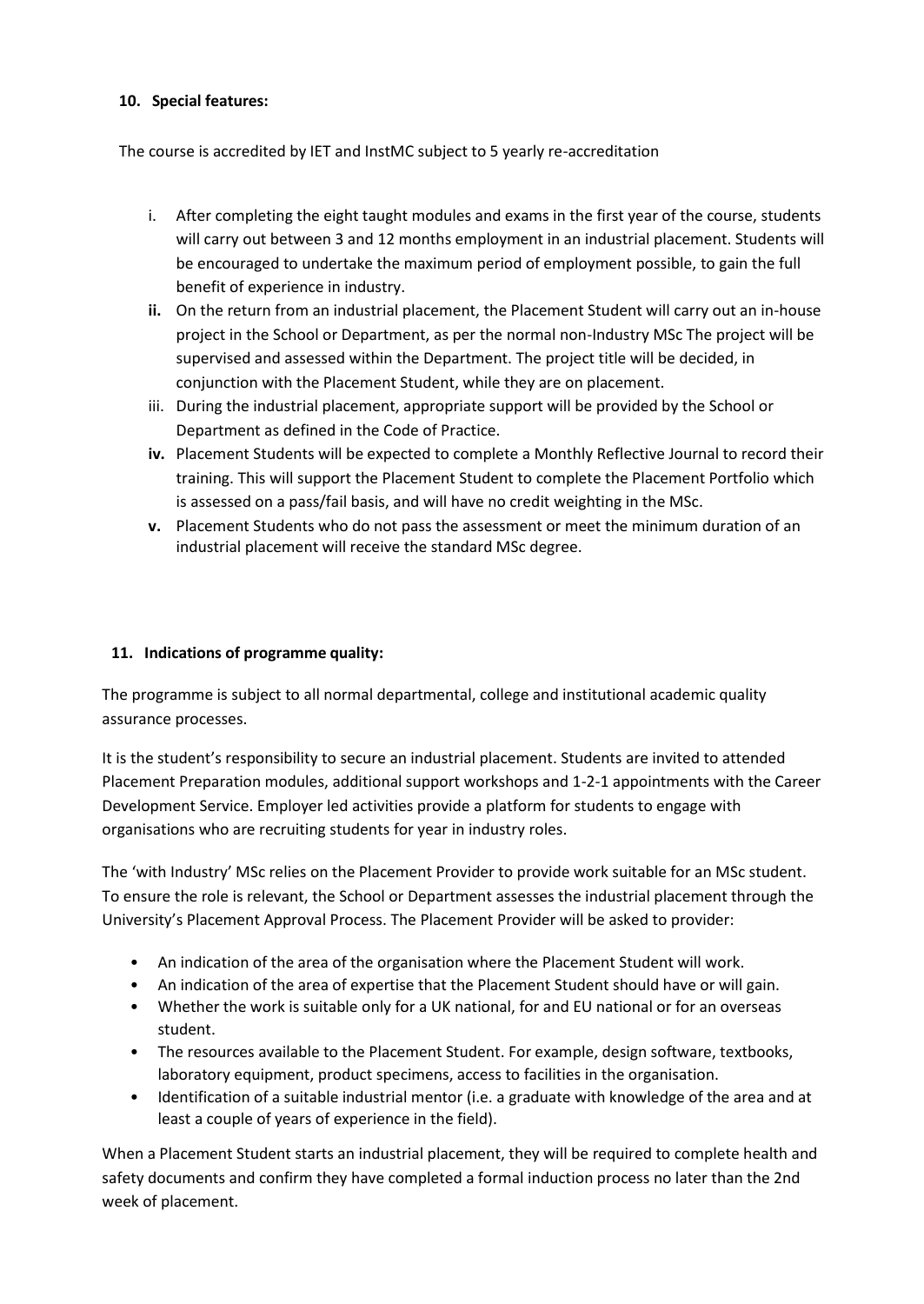**10. Special features:**

The course is accredited by IET and InstMC subject to 5 yearly re-accreditation

i. After completing the eight taught modules and exams in the first year of the course, students will carry out between 3 and 12 months employment in an industrial placement. Students will be encouraged to undertake the maximum period of employment possible, to gain the full benefit of experience in industry.

**ii.** On the return from an industrial placement, the Placement Student will carry out an in-house project in the School or Department, as per the normal non-Industry MSc The project will be supervised and assessed within the Department. The project title will be decided, in conjunction with the Placement Student, while they are on placement.

iii. During the industrial placement, appropriate support will be provided by the School or Department as defined in the Code of Practice.

**iv.** Placement Students will be expected to complete a Monthly Reflective Journal to record their training. This will support the Placement Student to complete the Placement Portfolio which is assessed on a pass/fail basis, and will have no credit weighting in the MSc.

**v.** Placement Students who do not pass the assessment or meet the minimum duration of an industrial placement will receive the standard MSc degree.

**11. Indications of programme quality:**

The programme is subject to all normal departmental, college and institutional academic quality assurance processes.

It is the student's responsibility to secure an industrial placement. Students are invited to attended Placement Preparation modules, additional support workshops and 1-2-1 appointments with the Career Development Service. Employer led activities provide a platform for students to engage with organisations who are recruiting students for year in industry roles.

The 'with Industry' MSc relies on the Placement Provider to provide work suitable for an MSc student. To ensure the role is relevant, the School or Department assesses the industrial placement through the University's Placement Approval Process. The Placement Provider will be asked to provider:

- An indication of the area of the organisation where the Placement Student will work.
- An indication of the area of expertise that the Placement Student should have or will gain.
- Whether the work is suitable only for a UK national, for and EU national or for an overseas student.
- The resources available to the Placement Student. For example, design software, textbooks, laboratory equipment, product specimens, access to facilities in the organisation.
- Identification of a suitable industrial mentor (i.e. a graduate with knowledge of the area and at least a couple of years of experience in the field).

When a Placement Student starts an industrial placement, they will be required to complete health and safety documents and confirm they have completed a formal induction process no later than the 2nd week of placement.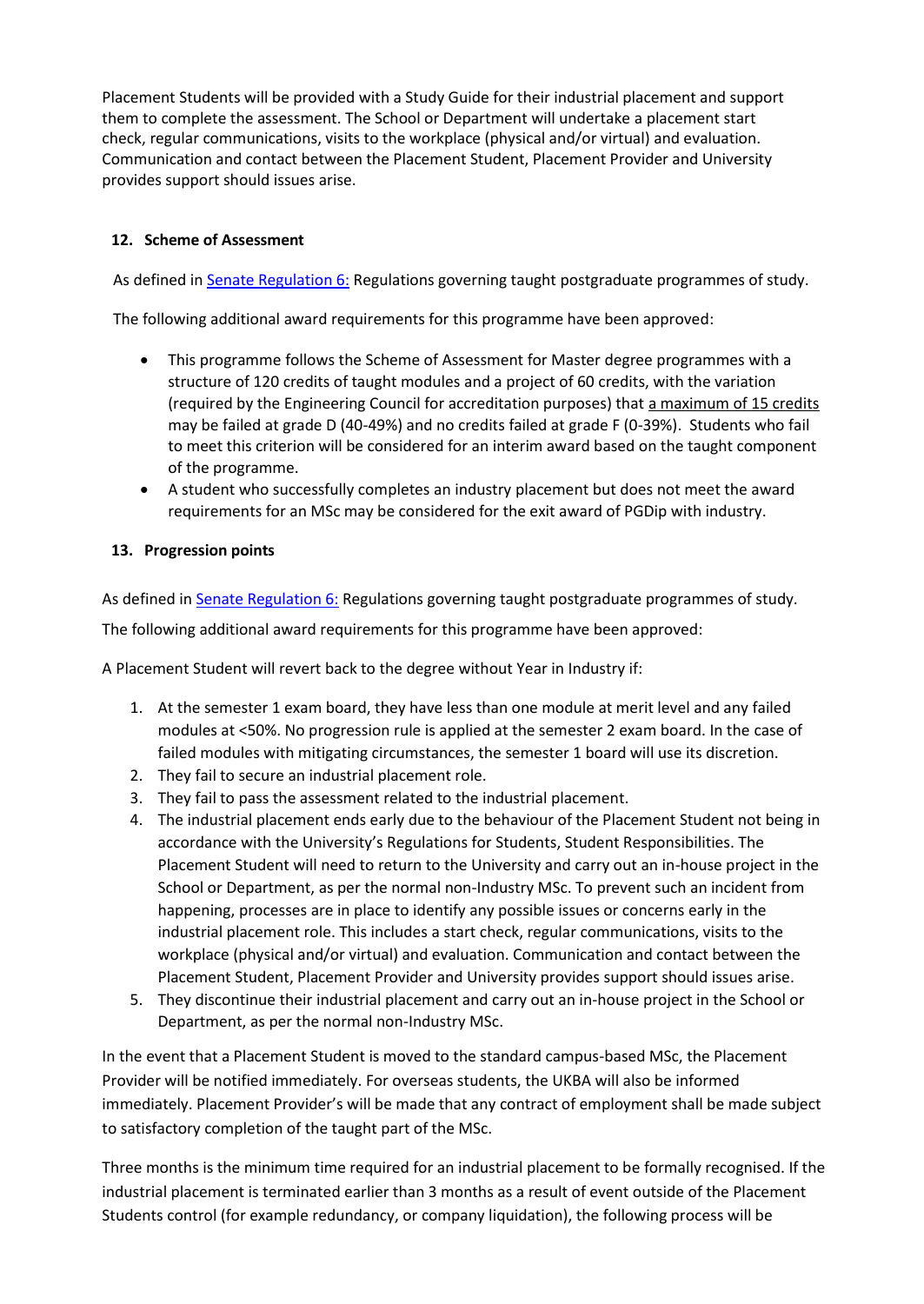Placement Students will be provided with a Study Guide for their industrial placement and support them to complete the assessment. The School or Department will undertake a placement start check, regular communications, visits to the workplace (physical and/or virtual) and evaluation. Communication and contact between the Placement Student, Placement Provider and University provides support should issues arise.

## 12. Scheme of Assessment

As defined in [Senate Regulation 6:](#) Regulations governing taught postgraduate programmes of study.

The following additional award requirements for this programme have been approved:

- This programme follows the Scheme of Assessment for Master degree programmes with a structure of 120 credits of taught modules and a project of 60 credits, with the variation (required by the Engineering Council for accreditation purposes) that <u>a maximum of 15 credits</u> may be failed at grade D (40-49%) and no credits failed at grade F (0-39%). Students who fail to meet this criterion will be considered for an interim award based on the taught component of the programme.
- A student who successfully completes an industry placement but does not meet the award requirements for an MSc may be considered for the exit award of PGDip with industry.

## 13. Progression points

As defined in [Senate Regulation 6:](#) Regulations governing taught postgraduate programmes of study.

The following additional award requirements for this programme have been approved:

A Placement Student will revert back to the degree without Year in Industry if:

1. At the semester 1 exam board, they have less than one module at merit level and any failed modules at <50%. No progression rule is applied at the semester 2 exam board. In the case of failed modules with mitigating circumstances, the semester 1 board will use its discretion.
2. They fail to secure an industrial placement role.
3. They fail to pass the assessment related to the industrial placement.
4. The industrial placement ends early due to the behaviour of the Placement Student not being in accordance with the University's Regulations for Students, Student Responsibilities. The Placement Student will need to return to the University and carry out an in-house project in the School or Department, as per the normal non-Industry MSc. To prevent such an incident from happening, processes are in place to identify any possible issues or concerns early in the industrial placement role. This includes a start check, regular communications, visits to the workplace (physical and/or virtual) and evaluation. Communication and contact between the Placement Student, Placement Provider and University provides support should issues arise.
5. They discontinue their industrial placement and carry out an in-house project in the School or Department, as per the normal non-Industry MSc.

In the event that a Placement Student is moved to the standard campus-based MSc, the Placement Provider will be notified immediately. For overseas students, the UKBA will also be informed immediately. Placement Provider's will be made that any contract of employment shall be made subject to satisfactory completion of the taught part of the MSc.

Three months is the minimum time required for an industrial placement to be formally recognised. If the industrial placement is terminated earlier than 3 months as a result of event outside of the Placement Students control (for example redundancy, or company liquidation), the following process will be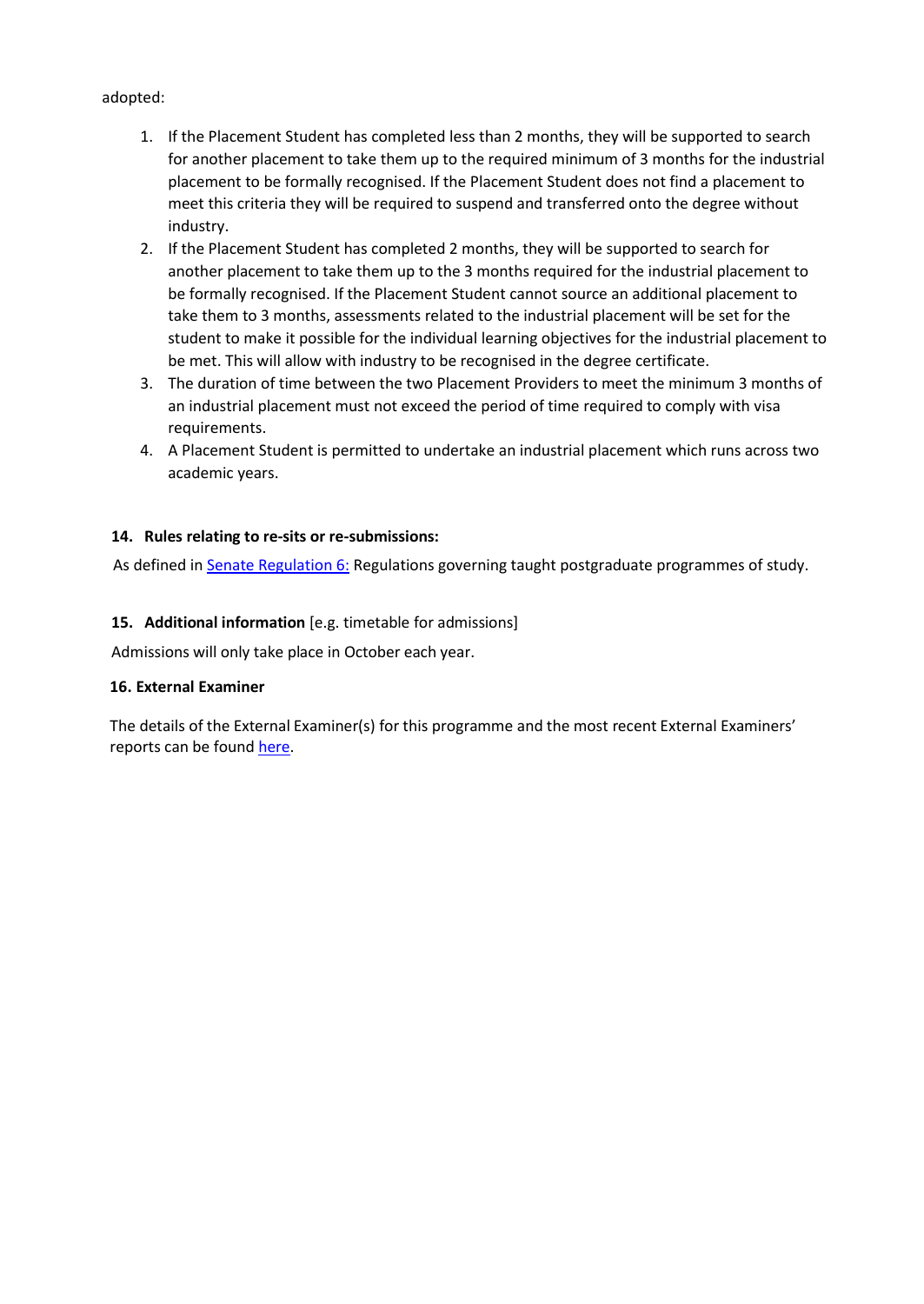adopted:

1. If the Placement Student has completed less than 2 months, they will be supported to search for another placement to take them up to the required minimum of 3 months for the industrial placement to be formally recognised. If the Placement Student does not find a placement to meet this criteria they will be required to suspend and transferred onto the degree without industry.
2. If the Placement Student has completed 2 months, they will be supported to search for another placement to take them up to the 3 months required for the industrial placement to be formally recognised. If the Placement Student cannot source an additional placement to take them to 3 months, assessments related to the industrial placement will be set for the student to make it possible for the individual learning objectives for the industrial placement to be met. This will allow with industry to be recognised in the degree certificate.
3. The duration of time between the two Placement Providers to meet the minimum 3 months of an industrial placement must not exceed the period of time required to comply with visa requirements.
4. A Placement Student is permitted to undertake an industrial placement which runs across two academic years.

### 14. Rules relating to re-sits or re-submissions:

As defined in Senate Regulation 6: Regulations governing taught postgraduate programmes of study.

### 15. Additional information [e.g. timetable for admissions]

Admissions will only take place in October each year.

### 16. External Examiner

The details of the External Examiner(s) for this programme and the most recent External Examiners' reports can be found here.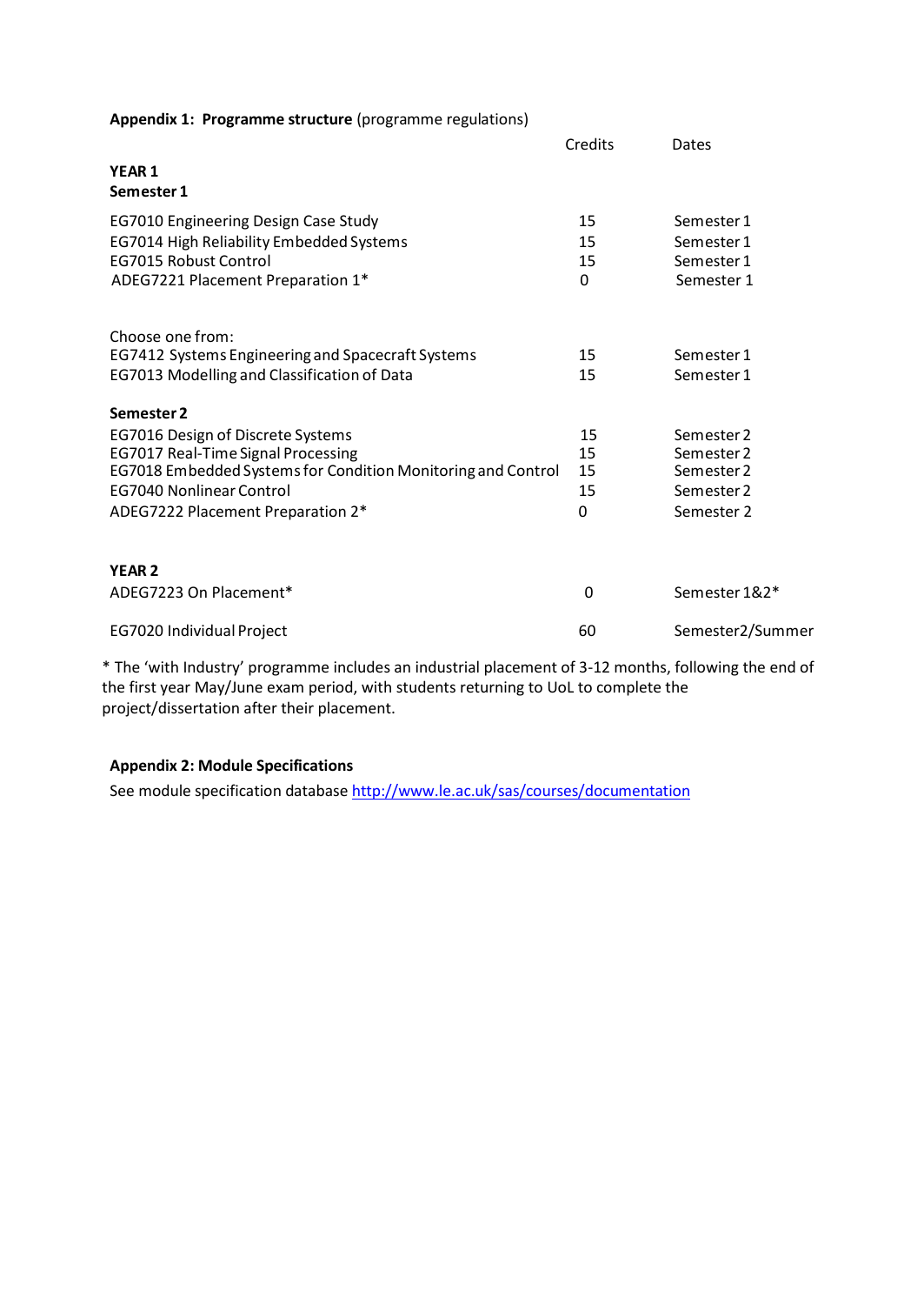**Appendix 1: Programme structure** (programme regulations)

| | Credits | Dates |
|---|---|---|
| **YEAR 1** | | |
| **Semester 1** | | |
| EG7010 Engineering Design Case Study | 15 | Semester 1 |
| EG7014 High Reliability Embedded Systems | 15 | Semester 1 |
| EG7015 Robust Control | 15 | Semester 1 |
| ADEG7221 Placement Preparation 1* | 0 | Semester 1 |
| Choose one from: | | |
| EG7412 Systems Engineering and Spacecraft Systems | 15 | Semester 1 |
| EG7013 Modelling and Classification of Data | 15 | Semester 1 |
| **Semester 2** | | |
| EG7016 Design of Discrete Systems | 15 | Semester 2 |
| EG7017 Real-Time Signal Processing | 15 | Semester 2 |
| EG7018 Embedded Systems for Condition Monitoring and Control | 15 | Semester 2 |
| EG7040 Nonlinear Control | 15 | Semester 2 |
| ADEG7222 Placement Preparation 2* | 0 | Semester 2 |
| **YEAR 2** | | |
| ADEG7223 On Placement* | 0 | Semester 1&2* |
| EG7020 Individual Project | 60 | Semester2/Summer |

* The 'with Industry' programme includes an industrial placement of 3-12 months, following the end of the first year May/June exam period, with students returning to UoL to complete the project/dissertation after their placement.

**Appendix 2: Module Specifications**

See module specification database http://www.le.ac.uk/sas/courses/documentation